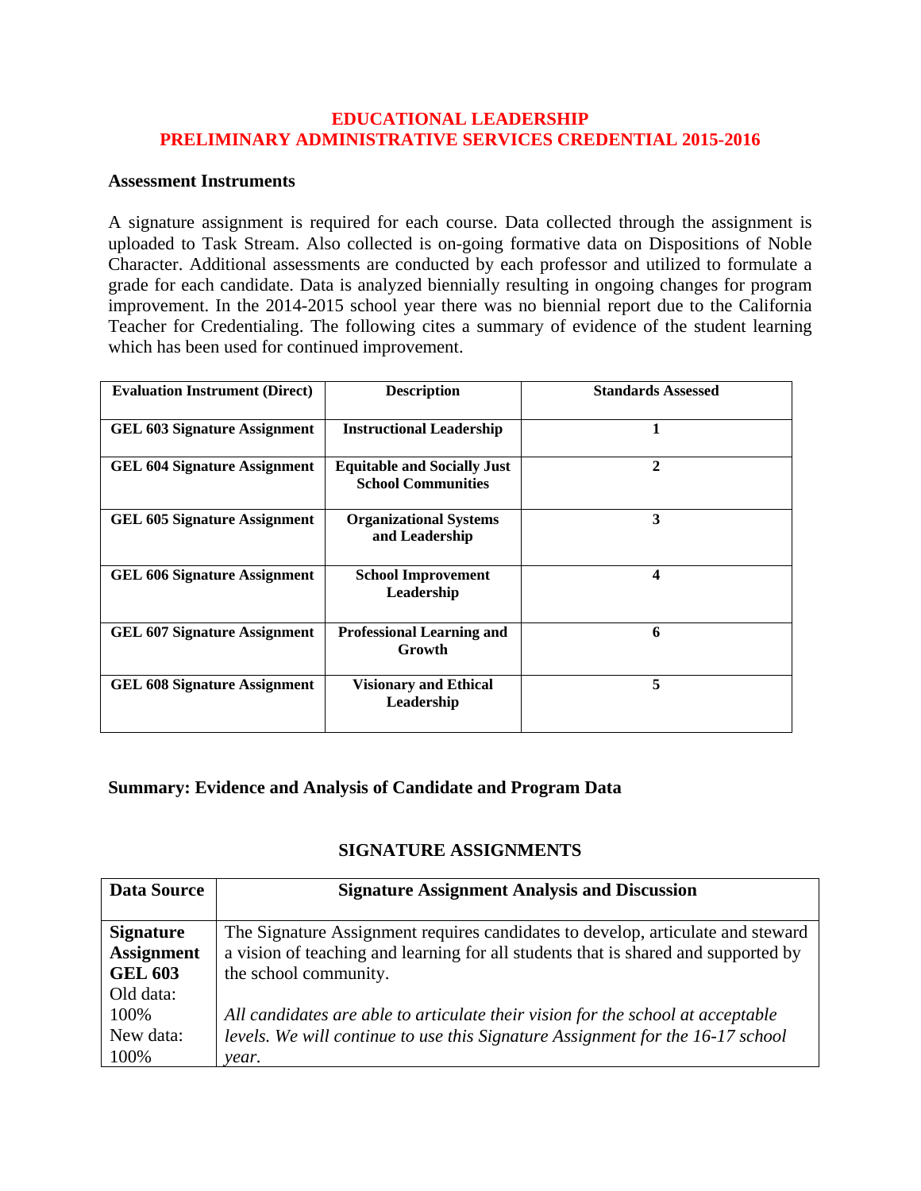# EDUCATIONAL LEADERSHIP
# PRELIMINARY ADMINISTRATIVE SERVICES CREDENTIAL 2015-2016

### Assessment Instruments

A signature assignment is required for each course. Data collected through the assignment is uploaded to Task Stream. Also collected is on-going formative data on Dispositions of Noble Character. Additional assessments are conducted by each professor and utilized to formulate a grade for each candidate. Data is analyzed biennially resulting in ongoing changes for program improvement. In the 2014-2015 school year there was no biennial report due to the California Teacher for Credentialing. The following cites a summary of evidence of the student learning which has been used for continued improvement.

| Evaluation Instrument (Direct) | Description | Standards Assessed |
|---|---|---|
| **GEL 603 Signature Assignment** | **Instructional Leadership** | **1** |
| **GEL 604 Signature Assignment** | **Equitable and Socially Just School Communities** | **2** |
| **GEL 605 Signature Assignment** | **Organizational Systems and Leadership** | **3** |
| **GEL 606 Signature Assignment** | **School Improvement Leadership** | **4** |
| **GEL 607 Signature Assignment** | **Professional Learning and Growth** | **6** |
| **GEL 608 Signature Assignment** | **Visionary and Ethical Leadership** | **5** |

### Summary: Evidence and Analysis of Candidate and Program Data

### SIGNATURE ASSIGNMENTS

| Data Source | Signature Assignment Analysis and Discussion |
|---|---|
| **Signature Assignment GEL 603** Old data: 100% New data: 100% | The Signature Assignment requires candidates to develop, articulate and steward a vision of teaching and learning for all students that is shared and supported by the school community. *All candidates are able to articulate their vision for the school at acceptable levels. We will continue to use this Signature Assignment for the 16-17 school year.* |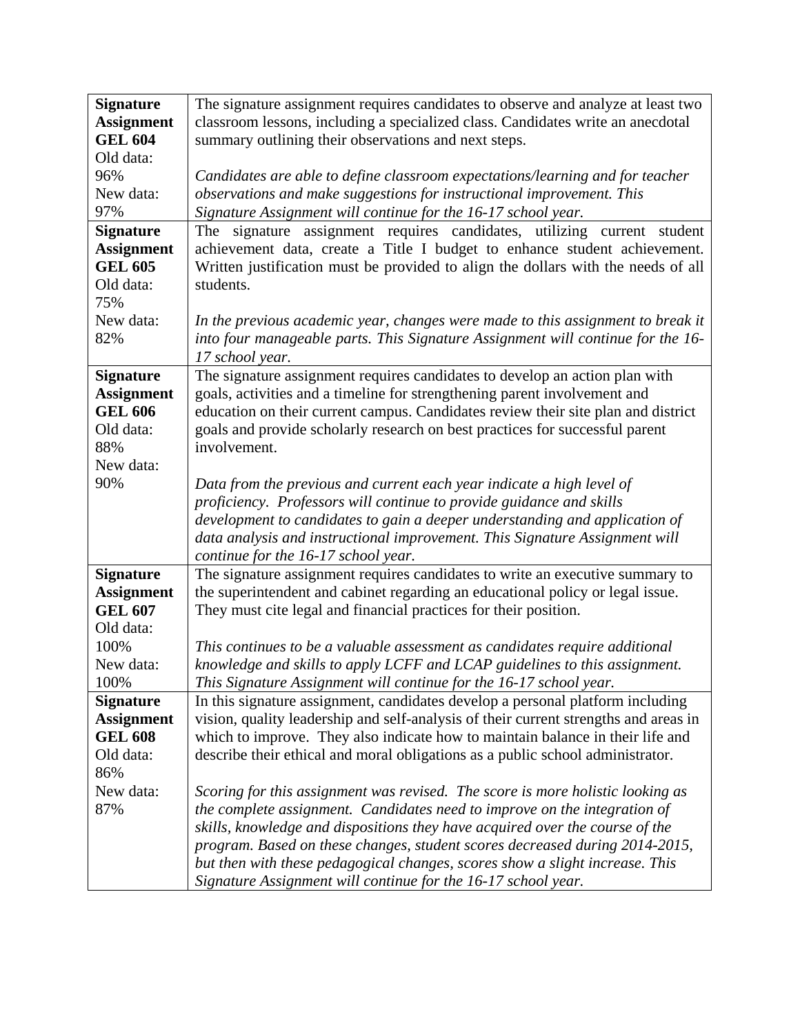| | |
|---|---|
| **Signature Assignment GEL 604**<br>Old data: 96%<br>New data: 97% | The signature assignment requires candidates to observe and analyze at least two classroom lessons, including a specialized class. Candidates write an anecdotal summary outlining their observations and next steps.<br><br>*Candidates are able to define classroom expectations/learning and for teacher observations and make suggestions for instructional improvement. This Signature Assignment will continue for the 16-17 school year.* |
| **Signature Assignment GEL 605**<br>Old data: 75%<br>New data: 82% | The signature assignment requires candidates, utilizing current student achievement data, create a Title I budget to enhance student achievement. Written justification must be provided to align the dollars with the needs of all students.<br><br>*In the previous academic year, changes were made to this assignment to break it into four manageable parts. This Signature Assignment will continue for the 16-17 school year.* |
| **Signature Assignment GEL 606**<br>Old data: 88%<br>New data: 90% | The signature assignment requires candidates to develop an action plan with goals, activities and a timeline for strengthening parent involvement and education on their current campus. Candidates review their site plan and district goals and provide scholarly research on best practices for successful parent involvement.<br><br>*Data from the previous and current each year indicate a high level of proficiency. Professors will continue to provide guidance and skills development to candidates to gain a deeper understanding and application of data analysis and instructional improvement. This Signature Assignment will continue for the 16-17 school year.* |
| **Signature Assignment GEL 607**<br>Old data: 100%<br>New data: 100% | The signature assignment requires candidates to write an executive summary to the superintendent and cabinet regarding an educational policy or legal issue. They must cite legal and financial practices for their position.<br><br>*This continues to be a valuable assessment as candidates require additional knowledge and skills to apply LCFF and LCAP guidelines to this assignment. This Signature Assignment will continue for the 16-17 school year.* |
| **Signature Assignment GEL 608**<br>Old data: 86%<br>New data: 87% | In this signature assignment, candidates develop a personal platform including vision, quality leadership and self-analysis of their current strengths and areas in which to improve. They also indicate how to maintain balance in their life and describe their ethical and moral obligations as a public school administrator.<br><br>*Scoring for this assignment was revised. The score is more holistic looking as the complete assignment. Candidates need to improve on the integration of skills, knowledge and dispositions they have acquired over the course of the program. Based on these changes, student scores decreased during 2014-2015, but then with these pedagogical changes, scores show a slight increase. This Signature Assignment will continue for the 16-17 school year.* |